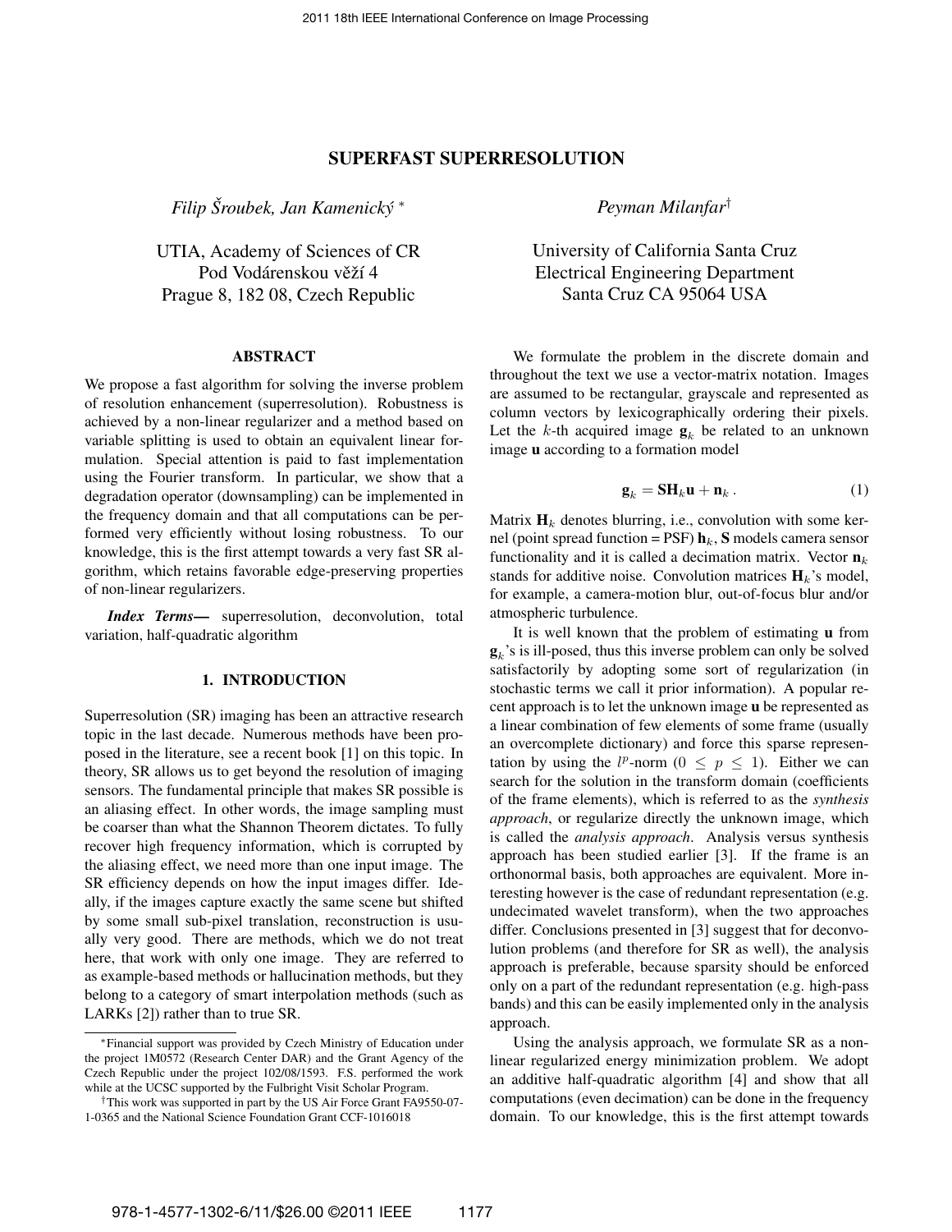# SUPERFAST SUPERRESOLUTION

*Filip Šroubek, Jan Kamenický* [*]

UTIA, Academy of Sciences of CR
Pod Vodárenskou věží 4
Prague 8, 182 08, Czech Republic

*Peyman Milanfar*[†]

University of California Santa Cruz
Electrical Engineering Department
Santa Cruz CA 95064 USA

## ABSTRACT

We propose a fast algorithm for solving the inverse problem of resolution enhancement (superresolution). Robustness is achieved by a non-linear regularizer and a method based on variable splitting is used to obtain an equivalent linear formulation. Special attention is paid to fast implementation using the Fourier transform. In particular, we show that a degradation operator (downsampling) can be implemented in the frequency domain and that all computations can be performed very efficiently without losing robustness. To our knowledge, this is the first attempt towards a very fast SR algorithm, which retains favorable edge-preserving properties of non-linear regularizers.

***Index Terms*—** superresolution, deconvolution, total variation, half-quadratic algorithm

## 1. INTRODUCTION

Superresolution (SR) imaging has been an attractive research topic in the last decade. Numerous methods have been proposed in the literature, see a recent book [1] on this topic. In theory, SR allows us to get beyond the resolution of imaging sensors. The fundamental principle that makes SR possible is an aliasing effect. In other words, the image sampling must be coarser than what the Shannon Theorem dictates. To fully recover high frequency information, which is corrupted by the aliasing effect, we need more than one input image. The SR efficiency depends on how the input images differ. Ideally, if the images capture exactly the same scene but shifted by some small sub-pixel translation, reconstruction is usually very good. There are methods, which we do not treat here, that work with only one image. They are referred to as example-based methods or hallucination methods, but they belong to a category of smart interpolation methods (such as LARKs [2]) rather than to true SR.

We formulate the problem in the discrete domain and throughout the text we use a vector-matrix notation. Images are assumed to be rectangular, grayscale and represented as column vectors by lexicographically ordering their pixels. Let the $k$-th acquired image $\mathbf{g}_k$ be related to an unknown image $\mathbf{u}$ according to a formation model

$$\mathbf{g}_k = \mathbf{S}\mathbf{H}_k\mathbf{u} + \mathbf{n}_k \, . \tag{1}$$

Matrix $\mathbf{H}_k$ denotes blurring, i.e., convolution with some kernel (point spread function = PSF) $\mathbf{h}_k$, $\mathbf{S}$ models camera sensor functionality and it is called a decimation matrix. Vector $\mathbf{n}_k$ stands for additive noise. Convolution matrices $\mathbf{H}_k$'s model, for example, a camera-motion blur, out-of-focus blur and/or atmospheric turbulence.

It is well known that the problem of estimating $\mathbf{u}$ from $\mathbf{g}_k$'s is ill-posed, thus this inverse problem can only be solved satisfactorily by adopting some sort of regularization (in stochastic terms we call it prior information). A popular recent approach is to let the unknown image $\mathbf{u}$ be represented as a linear combination of few elements of some frame (usually an overcomplete dictionary) and force this sparse representation by using the $l^p$-norm ($0 \leq p \leq 1$). Either we can search for the solution in the transform domain (coefficients of the frame elements), which is referred to as the *synthesis approach*, or regularize directly the unknown image, which is called the *analysis approach*. Analysis versus synthesis approach has been studied earlier [3]. If the frame is an orthonormal basis, both approaches are equivalent. More interesting however is the case of redundant representation (e.g. undecimated wavelet transform), when the two approaches differ. Conclusions presented in [3] suggest that for deconvolution problems (and therefore for SR as well), the analysis approach is preferable, because sparsity should be enforced only on a part of the redundant representation (e.g. high-pass bands) and this can be easily implemented only in the analysis approach.

Using the analysis approach, we formulate SR as a non-linear regularized energy minimization problem. We adopt an additive half-quadratic algorithm [4] and show that all computations (even decimation) can be done in the frequency domain. To our knowledge, this is the first attempt towards

---

[*] Financial support was provided by Czech Ministry of Education under the project 1M0572 (Research Center DAR) and the Grant Agency of the Czech Republic under the project 102/08/1593. F.S. performed the work while at the UCSC supported by the Fulbright Visit Scholar Program.

[†] This work was supported in part by the US Air Force Grant FA9550-07-1-0365 and the National Science Foundation Grant CCF-1016018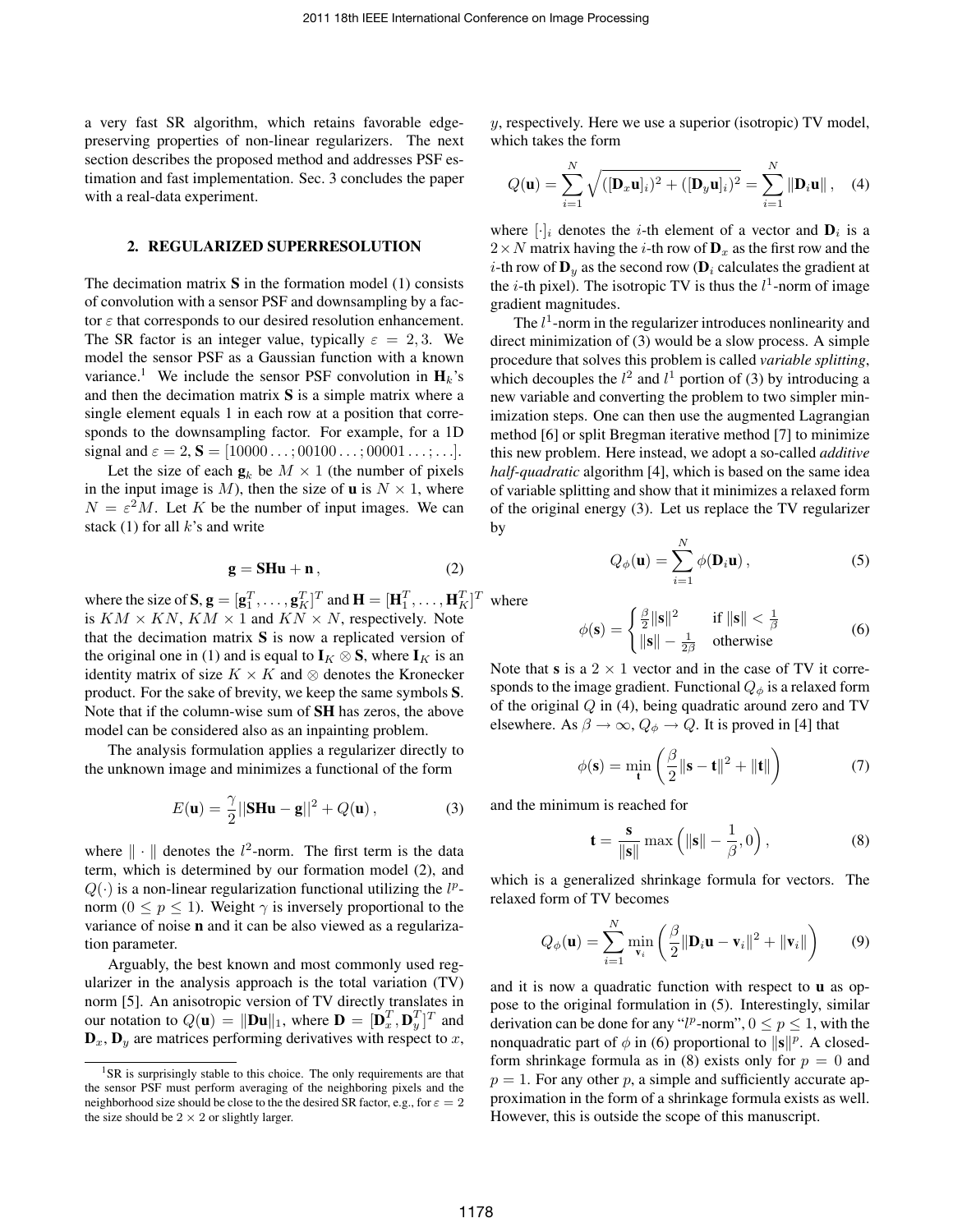a very fast SR algorithm, which retains favorable edge-preserving properties of non-linear regularizers. The next section describes the proposed method and addresses PSF estimation and fast implementation. Sec. 3 concludes the paper with a real-data experiment.

## 2. REGULARIZED SUPERRESOLUTION

The decimation matrix $\mathbf{S}$ in the formation model (1) consists of convolution with a sensor PSF and downsampling by a factor $\varepsilon$ that corresponds to our desired resolution enhancement. The SR factor is an integer value, typically $\varepsilon = 2, 3$. We model the sensor PSF as a Gaussian function with a known variance.[1] We include the sensor PSF convolution in $\mathbf{H}_k$'s and then the decimation matrix $\mathbf{S}$ is a simple matrix where a single element equals 1 in each row at a position that corresponds to the downsampling factor. For example, for a 1D signal and $\varepsilon = 2$, $\mathbf{S} = [10000\ldots; 00100\ldots; 00001\ldots; \ldots]$.

Let the size of each $\mathbf{g}_k$ be $M \times 1$ (the number of pixels in the input image is $M$), then the size of $\mathbf{u}$ is $N \times 1$, where $N = \varepsilon^2 M$. Let $K$ be the number of input images. We can stack (1) for all $k$'s and write

$$\mathbf{g} = \mathbf{SHu} + \mathbf{n}\,, \tag{2}$$

where the size of $\mathbf{S}$, $\mathbf{g} = [\mathbf{g}_1^T, \ldots, \mathbf{g}_K^T]^T$ and $\mathbf{H} = [\mathbf{H}_1^T, \ldots, \mathbf{H}_K^T]^T$ is $KM \times KN$, $KM \times 1$ and $KN \times N$, respectively. Note that the decimation matrix $\mathbf{S}$ is now a replicated version of the original one in (1) and is equal to $\mathbf{I}_K \otimes \mathbf{S}$, where $\mathbf{I}_K$ is an identity matrix of size $K \times K$ and $\otimes$ denotes the Kronecker product. For the sake of brevity, we keep the same symbols $\mathbf{S}$. Note that if the column-wise sum of $\mathbf{SH}$ has zeros, the above model can be considered also as an inpainting problem.

The analysis formulation applies a regularizer directly to the unknown image and minimizes a functional of the form

$$E(\mathbf{u}) = \frac{\gamma}{2}||\mathbf{SHu} - \mathbf{g}||^2 + Q(\mathbf{u})\,, \tag{3}$$

where $\|\cdot\|$ denotes the $l^2$-norm. The first term is the data term, which is determined by our formation model (2), and $Q(\cdot)$ is a non-linear regularization functional utilizing the $l^p$-norm ($0 \leq p \leq 1$). Weight $\gamma$ is inversely proportional to the variance of noise $\mathbf{n}$ and it can be also viewed as a regularization parameter.

Arguably, the best known and most commonly used regularizer in the analysis approach is the total variation (TV) norm [5]. An anisotropic version of TV directly translates in our notation to $Q(\mathbf{u}) = \|\mathbf{Du}\|_1$, where $\mathbf{D} = [\mathbf{D}_x^T, \mathbf{D}_y^T]^T$ and $\mathbf{D}_x$, $\mathbf{D}_y$ are matrices performing derivatives with respect to $x$, $y$, respectively. Here we use a superior (isotropic) TV model, which takes the form

$$Q(\mathbf{u}) = \sum_{i=1}^{N} \sqrt{([\mathbf{D}_x\mathbf{u}]_i)^2 + ([\mathbf{D}_y\mathbf{u}]_i)^2} = \sum_{i=1}^{N} \|\mathbf{D}_i\mathbf{u}\|\,, \tag{4}$$

where $[\cdot]_i$ denotes the $i$-th element of a vector and $\mathbf{D}_i$ is a $2 \times N$ matrix having the $i$-th row of $\mathbf{D}_x$ as the first row and the $i$-th row of $\mathbf{D}_y$ as the second row ($\mathbf{D}_i$ calculates the gradient at the $i$-th pixel). The isotropic TV is thus the $l^1$-norm of image gradient magnitudes.

The $l^1$-norm in the regularizer introduces nonlinearity and direct minimization of (3) would be a slow process. A simple procedure that solves this problem is called *variable splitting*, which decouples the $l^2$ and $l^1$ portion of (3) by introducing a new variable and converting the problem to two simpler minimization steps. One can then use the augmented Lagrangian method [6] or split Bregman iterative method [7] to minimize this new problem. Here instead, we adopt a so-called *additive half-quadratic* algorithm [4], which is based on the same idea of variable splitting and show that it minimizes a relaxed form of the original energy (3). Let us replace the TV regularizer by

$$Q_\phi(\mathbf{u}) = \sum_{i=1}^{N} \phi(\mathbf{D}_i\mathbf{u})\,, \tag{5}$$

where

$$\phi(\mathbf{s}) = \begin{cases} \frac{\beta}{2}\|\mathbf{s}\|^2 & \text{if } \|\mathbf{s}\| < \frac{1}{\beta} \\ \|\mathbf{s}\| - \frac{1}{2\beta} & \text{otherwise} \end{cases} \tag{6}$$

Note that $\mathbf{s}$ is a $2 \times 1$ vector and in the case of TV it corresponds to the image gradient. Functional $Q_\phi$ is a relaxed form of the original $Q$ in (4), being quadratic around zero and TV elsewhere. As $\beta \to \infty$, $Q_\phi \to Q$. It is proved in [4] that

$$\phi(\mathbf{s}) = \min_{\mathbf{t}} \left( \frac{\beta}{2}\|\mathbf{s} - \mathbf{t}\|^2 + \|\mathbf{t}\| \right) \tag{7}$$

and the minimum is reached for

$$\mathbf{t} = \frac{\mathbf{s}}{\|\mathbf{s}\|} \max\left( \|\mathbf{s}\| - \frac{1}{\beta}, 0 \right), \tag{8}$$

which is a generalized shrinkage formula for vectors. The relaxed form of TV becomes

$$Q_\phi(\mathbf{u}) = \sum_{i=1}^{N} \min_{\mathbf{v}_i} \left( \frac{\beta}{2}\|\mathbf{D}_i\mathbf{u} - \mathbf{v}_i\|^2 + \|\mathbf{v}_i\| \right) \tag{9}$$

and it is now a quadratic function with respect to $\mathbf{u}$ as oppose to the original formulation in (5). Interestingly, similar derivation can be done for any "$l^p$-norm", $0 \leq p \leq 1$, with the nonquadratic part of $\phi$ in (6) proportional to $\|\mathbf{s}\|^p$. A closed-form shrinkage formula as in (8) exists only for $p = 0$ and $p = 1$. For any other $p$, a simple and sufficiently accurate approximation in the form of a shrinkage formula exists as well. However, this is outside the scope of this manuscript.

[1] SR is surprisingly stable to this choice. The only requirements are that the sensor PSF must perform averaging of the neighboring pixels and the neighborhood size should be close to the the desired SR factor, e.g., for $\varepsilon = 2$ the size should be $2 \times 2$ or slightly larger.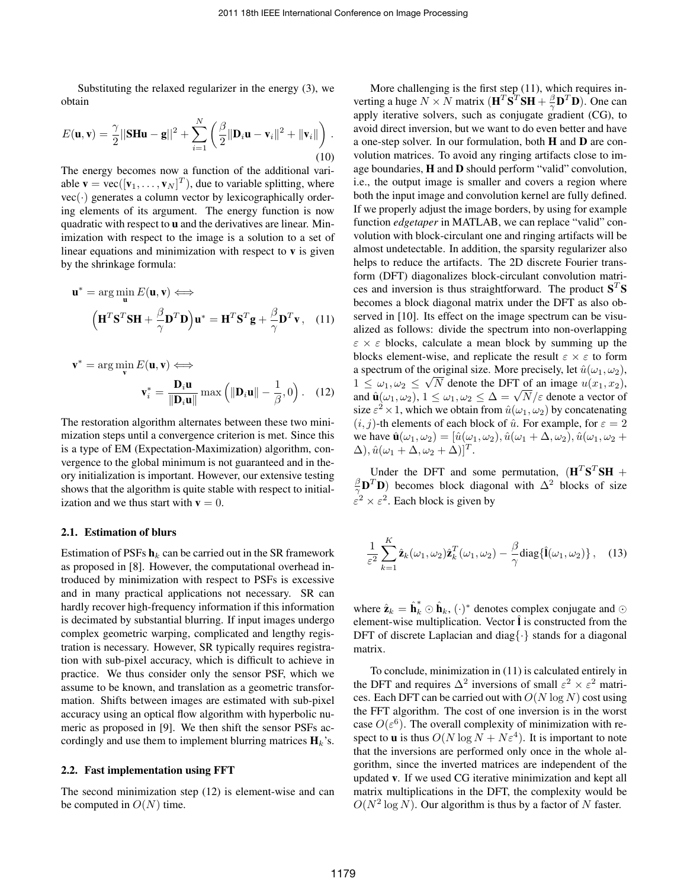Substituting the relaxed regularizer in the energy (3), we obtain

$$E(\mathbf{u}, \mathbf{v}) = \frac{\gamma}{2}||\mathbf{SHu} - \mathbf{g}||^2 + \sum_{i=1}^{N} \left( \frac{\beta}{2}\|\mathbf{D}_i \mathbf{u} - \mathbf{v}_i\|^2 + \|\mathbf{v}_i\| \right) . \quad (10)$$

The energy becomes now a function of the additional variable $\mathbf{v} = \text{vec}([\mathbf{v}_1, \ldots, \mathbf{v}_N]^T)$, due to variable splitting, where $\text{vec}(\cdot)$ generates a column vector by lexicographically ordering elements of its argument. The energy function is now quadratic with respect to $\mathbf{u}$ and the derivatives are linear. Minimization with respect to the image is a solution to a set of linear equations and minimization with respect to $\mathbf{v}$ is given by the shrinkage formula:

$$\mathbf{u}^* = \arg\min_{\mathbf{u}} E(\mathbf{u}, \mathbf{v}) \iff \Big(\mathbf{H}^T\mathbf{S}^T\mathbf{SH} + \frac{\beta}{\gamma}\mathbf{D}^T\mathbf{D}\Big)\mathbf{u}^* = \mathbf{H}^T\mathbf{S}^T\mathbf{g} + \frac{\beta}{\gamma}\mathbf{D}^T\mathbf{v} , \quad (11)$$

$$\mathbf{v}^* = \arg\min_{\mathbf{v}} E(\mathbf{u}, \mathbf{v}) \iff \mathbf{v}_i^* = \frac{\mathbf{D}_i\mathbf{u}}{\|\mathbf{D}_i\mathbf{u}\|} \max\Big(\|\mathbf{D}_i\mathbf{u}\| - \frac{1}{\beta}, 0\Big) . \quad (12)$$

The restoration algorithm alternates between these two minimization steps until a convergence criterion is met. Since this is a type of EM (Expectation-Maximization) algorithm, convergence to the global minimum is not guaranteed and in theory initialization is important. However, our extensive testing shows that the algorithm is quite stable with respect to initialization and we thus start with $\mathbf{v} = 0$.

### 2.1. Estimation of blurs

Estimation of PSFs $\mathbf{h}_k$ can be carried out in the SR framework as proposed in [8]. However, the computational overhead introduced by minimization with respect to PSFs is excessive and in many practical applications not necessary. SR can hardly recover high-frequency information if this information is decimated by substantial blurring. If input images undergo complex geometric warping, complicated and lengthy registration is necessary. However, SR typically requires registration with sub-pixel accuracy, which is difficult to achieve in practice. We thus consider only the sensor PSF, which we assume to be known, and translation as a geometric transformation. Shifts between images are estimated with sub-pixel accuracy using an optical flow algorithm with hyperbolic numeric as proposed in [9]. We then shift the sensor PSFs accordingly and use them to implement blurring matrices $\mathbf{H}_k$'s.

### 2.2. Fast implementation using FFT

The second minimization step (12) is element-wise and can be computed in $O(N)$ time.

More challenging is the first step (11), which requires inverting a huge $N \times N$ matrix ($\mathbf{H}^T\mathbf{S}^T\mathbf{SH} + \frac{\beta}{\gamma}\mathbf{D}^T\mathbf{D}$). One can apply iterative solvers, such as conjugate gradient (CG), to avoid direct inversion, but we want to do even better and have a one-step solver. In our formulation, both $\mathbf{H}$ and $\mathbf{D}$ are convolution matrices. To avoid any ringing artifacts close to image boundaries, $\mathbf{H}$ and $\mathbf{D}$ should perform "valid" convolution, i.e., the output image is smaller and covers a region where both the input image and convolution kernel are fully defined. If we properly adjust the image borders, by using for example function *edgetaper* in MATLAB, we can replace "valid" convolution with block-circulant one and ringing artifacts will be almost undetectable. In addition, the sparsity regularizer also helps to reduce the artifacts. The 2D discrete Fourier transform (DFT) diagonalizes block-circulant convolution matrices and inversion is thus straightforward. The product $\mathbf{S}^T\mathbf{S}$ becomes a block diagonal matrix under the DFT as also observed in [10]. Its effect on the image spectrum can be visualized as follows: divide the spectrum into non-overlapping $\varepsilon \times \varepsilon$ blocks, calculate a mean block by summing up the blocks element-wise, and replicate the result $\varepsilon \times \varepsilon$ to form a spectrum of the original size. More precisely, let $\hat{u}(\omega_1, \omega_2)$, $1 \leq \omega_1, \omega_2 \leq \sqrt{N}$ denote the DFT of an image $u(x_1, x_2)$, and $\hat{\mathbf{u}}(\omega_1, \omega_2)$, $1 \leq \omega_1, \omega_2 \leq \Delta = \sqrt{N}/\varepsilon$ denote a vector of size $\varepsilon^2 \times 1$, which we obtain from $\hat{u}(\omega_1, \omega_2)$ by concatenating $(i, j)$-th elements of each block of $\hat{u}$. For example, for $\varepsilon = 2$ we have $\hat{\mathbf{u}}(\omega_1, \omega_2) = [\hat{u}(\omega_1, \omega_2), \hat{u}(\omega_1 + \Delta, \omega_2), \hat{u}(\omega_1, \omega_2 + \Delta), \hat{u}(\omega_1 + \Delta, \omega_2 + \Delta)]^T$.

Under the DFT and some permutation, $(\mathbf{H}^T\mathbf{S}^T\mathbf{SH} + \frac{\beta}{\gamma}\mathbf{D}^T\mathbf{D})$ becomes block diagonal with $\Delta^2$ blocks of size $\varepsilon^2 \times \varepsilon^2$. Each block is given by

$$\frac{1}{\varepsilon^2}\sum_{k=1}^{K} \hat{\mathbf{z}}_k(\omega_1, \omega_2)\hat{\mathbf{z}}_k^T(\omega_1, \omega_2) - \frac{\beta}{\gamma}\text{diag}\{\hat{\mathbf{l}}(\omega_1, \omega_2)\} , \quad (13)$$

where $\hat{\mathbf{z}}_k = \hat{\mathbf{h}}_k^* \odot \hat{\mathbf{h}}_k$, $(\cdot)^*$ denotes complex conjugate and $\odot$ element-wise multiplication. Vector $\hat{\mathbf{l}}$ is constructed from the DFT of discrete Laplacian and $\text{diag}\{\cdot\}$ stands for a diagonal matrix.

To conclude, minimization in (11) is calculated entirely in the DFT and requires $\Delta^2$ inversions of small $\varepsilon^2 \times \varepsilon^2$ matrices. Each DFT can be carried out with $O(N \log N)$ cost using the FFT algorithm. The cost of one inversion is in the worst case $O(\varepsilon^6)$. The overall complexity of minimization with respect to $\mathbf{u}$ is thus $O(N \log N + N\varepsilon^4)$. It is important to note that the inversions are performed only once in the whole algorithm, since the inverted matrices are independent of the updated $\mathbf{v}$. If we used CG iterative minimization and kept all matrix multiplications in the DFT, the complexity would be $O(N^2 \log N)$. Our algorithm is thus by a factor of $N$ faster.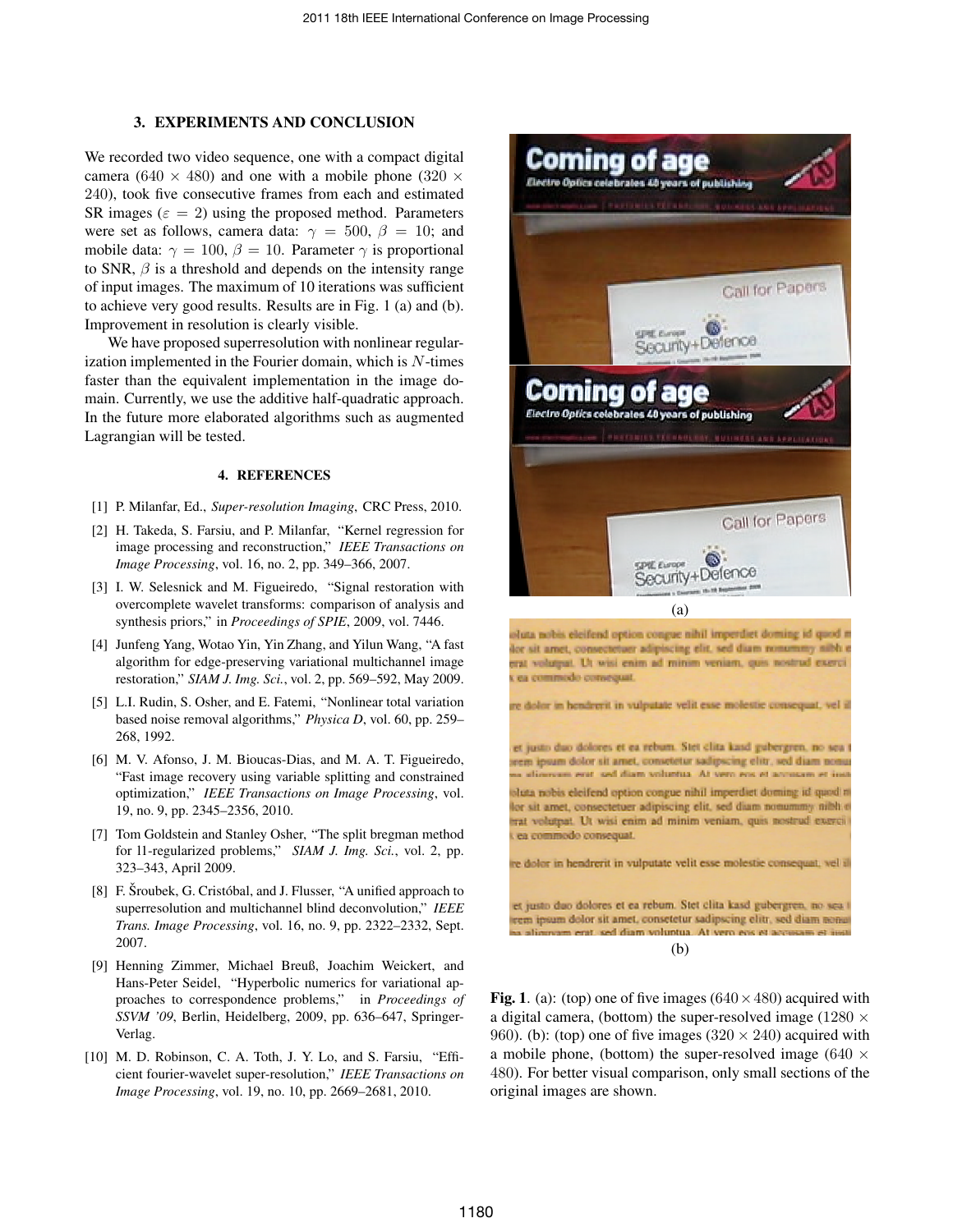## 3. EXPERIMENTS AND CONCLUSION

We recorded two video sequence, one with a compact digital camera ($640 \times 480$) and one with a mobile phone ($320 \times 240$), took five consecutive frames from each and estimated SR images ($\varepsilon = 2$) using the proposed method. Parameters were set as follows, camera data: $\gamma = 500$, $\beta = 10$; and mobile data: $\gamma = 100$, $\beta = 10$. Parameter $\gamma$ is proportional to SNR, $\beta$ is a threshold and depends on the intensity range of input images. The maximum of 10 iterations was sufficient to achieve very good results. Results are in Fig. 1 (a) and (b). Improvement in resolution is clearly visible.

We have proposed superresolution with nonlinear regularization implemented in the Fourier domain, which is $N$-times faster than the equivalent implementation in the image domain. Currently, we use the additive half-quadratic approach. In the future more elaborated algorithms such as augmented Lagrangian will be tested.

## 4. REFERENCES

[1] P. Milanfar, Ed., *Super-resolution Imaging*, CRC Press, 2010.

[2] H. Takeda, S. Farsiu, and P. Milanfar, "Kernel regression for image processing and reconstruction," *IEEE Transactions on Image Processing*, vol. 16, no. 2, pp. 349–366, 2007.

[3] I. W. Selesnick and M. Figueiredo, "Signal restoration with overcomplete wavelet transforms: comparison of analysis and synthesis priors," in *Proceedings of SPIE*, 2009, vol. 7446.

[4] Junfeng Yang, Wotao Yin, Yin Zhang, and Yilun Wang, "A fast algorithm for edge-preserving variational multichannel image restoration," *SIAM J. Img. Sci.*, vol. 2, pp. 569–592, May 2009.

[5] L.I. Rudin, S. Osher, and E. Fatemi, "Nonlinear total variation based noise removal algorithms," *Physica D*, vol. 60, pp. 259–268, 1992.

[6] M. V. Afonso, J. M. Bioucas-Dias, and M. A. T. Figueiredo, "Fast image recovery using variable splitting and constrained optimization," *IEEE Transactions on Image Processing*, vol. 19, no. 9, pp. 2345–2356, 2010.

[7] Tom Goldstein and Stanley Osher, "The split bregman method for l1-regularized problems," *SIAM J. Img. Sci.*, vol. 2, pp. 323–343, April 2009.

[8] F. Šroubek, G. Cristóbal, and J. Flusser, "A unified approach to superresolution and multichannel blind deconvolution," *IEEE Trans. Image Processing*, vol. 16, no. 9, pp. 2322–2332, Sept. 2007.

[9] Henning Zimmer, Michael Breuß, Joachim Weickert, and Hans-Peter Seidel, "Hyperbolic numerics for variational approaches to correspondence problems," in *Proceedings of SSVM '09*, Berlin, Heidelberg, 2009, pp. 636–647, Springer-Verlag.

[10] M. D. Robinson, C. A. Toth, J. Y. Lo, and S. Farsiu, "Efficient fourier-wavelet super-resolution," *IEEE Transactions on Image Processing*, vol. 19, no. 10, pp. 2669–2681, 2010.

(a)

(b)

**Fig. 1**. (a): (top) one of five images ($640 \times 480$) acquired with a digital camera, (bottom) the super-resolved image ($1280 \times 960$). (b): (top) one of five images ($320 \times 240$) acquired with a mobile phone, (bottom) the super-resolved image ($640 \times 480$). For better visual comparison, only small sections of the original images are shown.